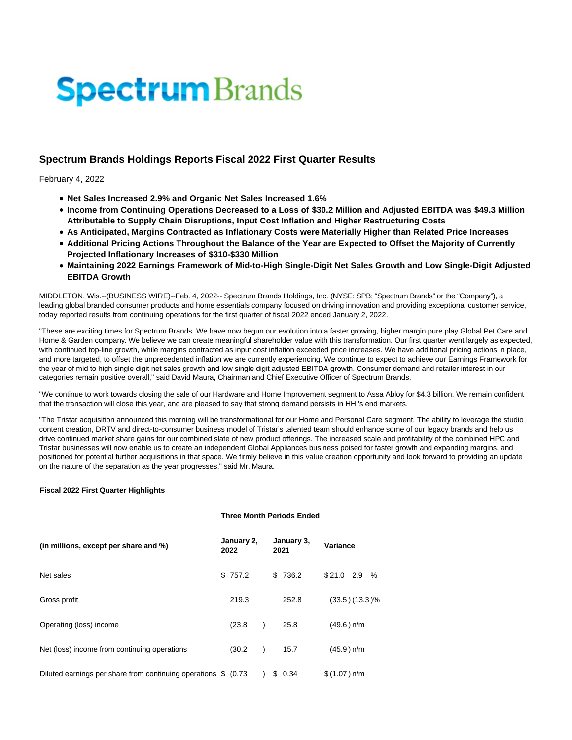Spectrum Brands

## Spectrum Brands Holdings Reports Fiscal 2022 First Quarter Results

February 4, 2022

- **Net Sales Increased 2.9% and Organic Net Sales Increased 1.6%**
- **Income from Continuing Operations Decreased to a Loss of $30.2 Million and Adjusted EBITDA was $49.3 Million Attributable to Supply Chain Disruptions, Input Cost Inflation and Higher Restructuring Costs**
- **As Anticipated, Margins Contracted as Inflationary Costs were Materially Higher than Related Price Increases**
- **Additional Pricing Actions Throughout the Balance of the Year are Expected to Offset the Majority of Currently Projected Inflationary Increases of $310-$330 Million**
- **Maintaining 2022 Earnings Framework of Mid-to-High Single-Digit Net Sales Growth and Low Single-Digit Adjusted EBITDA Growth**

MIDDLETON, Wis.--(BUSINESS WIRE)--Feb. 4, 2022-- Spectrum Brands Holdings, Inc. (NYSE: SPB; "Spectrum Brands" or the "Company"), a leading global branded consumer products and home essentials company focused on driving innovation and providing exceptional customer service, today reported results from continuing operations for the first quarter of fiscal 2022 ended January 2, 2022.

"These are exciting times for Spectrum Brands. We have now begun our evolution into a faster growing, higher margin pure play Global Pet Care and Home & Garden company. We believe we can create meaningful shareholder value with this transformation. Our first quarter went largely as expected, with continued top-line growth, while margins contracted as input cost inflation exceeded price increases. We have additional pricing actions in place, and more targeted, to offset the unprecedented inflation we are currently experiencing. We continue to expect to achieve our Earnings Framework for the year of mid to high single digit net sales growth and low single digit adjusted EBITDA growth. Consumer demand and retailer interest in our categories remain positive overall," said David Maura, Chairman and Chief Executive Officer of Spectrum Brands.

"We continue to work towards closing the sale of our Hardware and Home Improvement segment to Assa Abloy for $4.3 billion. We remain confident that the transaction will close this year, and are pleased to say that strong demand persists in HHI's end markets.

"The Tristar acquisition announced this morning will be transformational for our Home and Personal Care segment. The ability to leverage the studio content creation, DRTV and direct-to-consumer business model of Tristar's talented team should enhance some of our legacy brands and help us drive continued market share gains for our combined slate of new product offerings. The increased scale and profitability of the combined HPC and Tristar businesses will now enable us to create an independent Global Appliances business poised for faster growth and expanding margins, and positioned for potential further acquisitions in that space. We firmly believe in this value creation opportunity and look forward to providing an update on the nature of the separation as the year progresses," said Mr. Maura.

**Fiscal 2022 First Quarter Highlights**

| (in millions, except per share and %) | Three Month Periods Ended January 2, 2022 | Three Month Periods Ended January 3, 2021 | Variance | |
|---|---|---|---|---|
| Net sales | $ 757.2 | $ 736.2 | $ 21.0 | 2.9 % |
| Gross profit | 219.3 | 252.8 | (33.5) | (13.3)% |
| Operating (loss) income | (23.8) | 25.8 | (49.6) | n/m |
| Net (loss) income from continuing operations | (30.2) | 15.7 | (45.9) | n/m |
| Diluted earnings per share from continuing operations | $ (0.73) | $ 0.34 | $ (1.07) | n/m |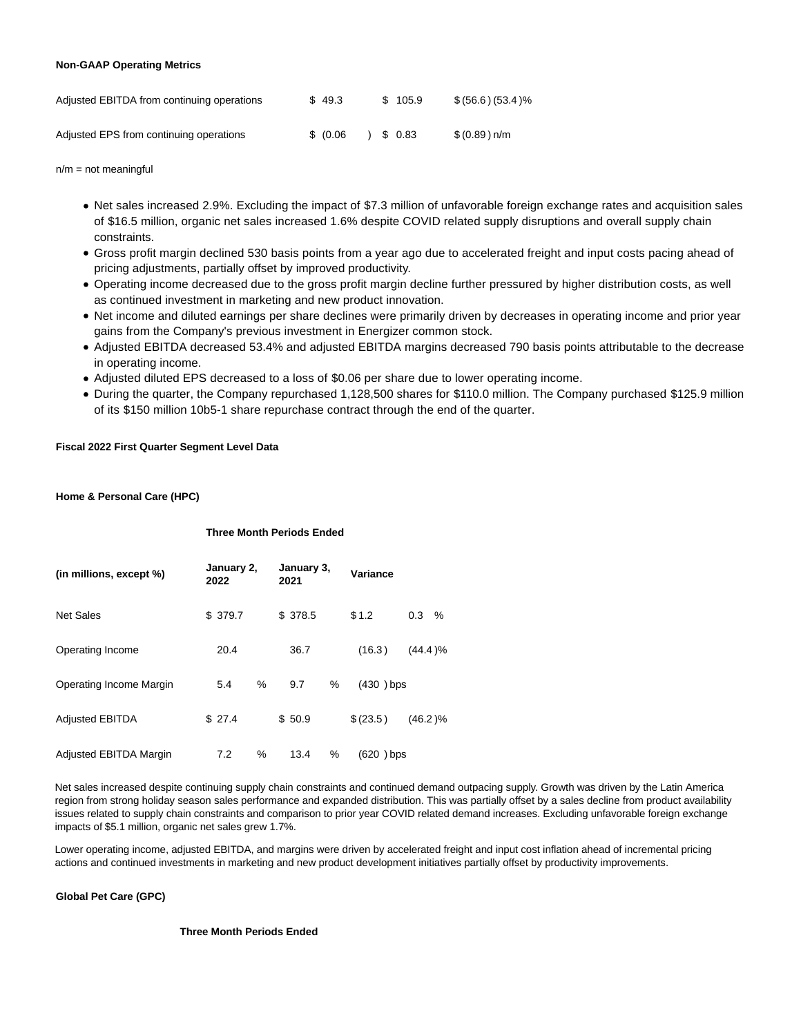**Non-GAAP Operating Metrics**

| | | | | |
|---|---|---|---|---|
| Adjusted EBITDA from continuing operations | $ 49.3 | $ 105.9 | $ (56.6) | (53.4)% |
| Adjusted EPS from continuing operations | $ (0.06) | $ 0.83 | $ (0.89) | n/m |

n/m = not meaningful

- Net sales increased 2.9%. Excluding the impact of $7.3 million of unfavorable foreign exchange rates and acquisition sales of $16.5 million, organic net sales increased 1.6% despite COVID related supply disruptions and overall supply chain constraints.
- Gross profit margin declined 530 basis points from a year ago due to accelerated freight and input costs pacing ahead of pricing adjustments, partially offset by improved productivity.
- Operating income decreased due to the gross profit margin decline further pressured by higher distribution costs, as well as continued investment in marketing and new product innovation.
- Net income and diluted earnings per share declines were primarily driven by decreases in operating income and prior year gains from the Company's previous investment in Energizer common stock.
- Adjusted EBITDA decreased 53.4% and adjusted EBITDA margins decreased 790 basis points attributable to the decrease in operating income.
- Adjusted diluted EPS decreased to a loss of $0.06 per share due to lower operating income.
- During the quarter, the Company repurchased 1,128,500 shares for $110.0 million. The Company purchased $125.9 million of its $150 million 10b5-1 share repurchase contract through the end of the quarter.

**Fiscal 2022 First Quarter Segment Level Data**

**Home & Personal Care (HPC)**

| | Three Month Periods Ended | | | |
|---|---|---|---|---|
| (in millions, except %) | January 2, 2022 | January 3, 2021 | Variance | |
| Net Sales | $ 379.7 | $ 378.5 | $ 1.2 | 0.3 % |
| Operating Income | 20.4 | 36.7 | (16.3) | (44.4)% |
| Operating Income Margin | 5.4 % | 9.7 % | (430) bps | |
| Adjusted EBITDA | $ 27.4 | $ 50.9 | $ (23.5) | (46.2)% |
| Adjusted EBITDA Margin | 7.2 % | 13.4 % | (620) bps | |

Net sales increased despite continuing supply chain constraints and continued demand outpacing supply. Growth was driven by the Latin America region from strong holiday season sales performance and expanded distribution. This was partially offset by a sales decline from product availability issues related to supply chain constraints and comparison to prior year COVID related demand increases. Excluding unfavorable foreign exchange impacts of $5.1 million, organic net sales grew 1.7%.

Lower operating income, adjusted EBITDA, and margins were driven by accelerated freight and input cost inflation ahead of incremental pricing actions and continued investments in marketing and new product development initiatives partially offset by productivity improvements.

**Global Pet Care (GPC)**

**Three Month Periods Ended**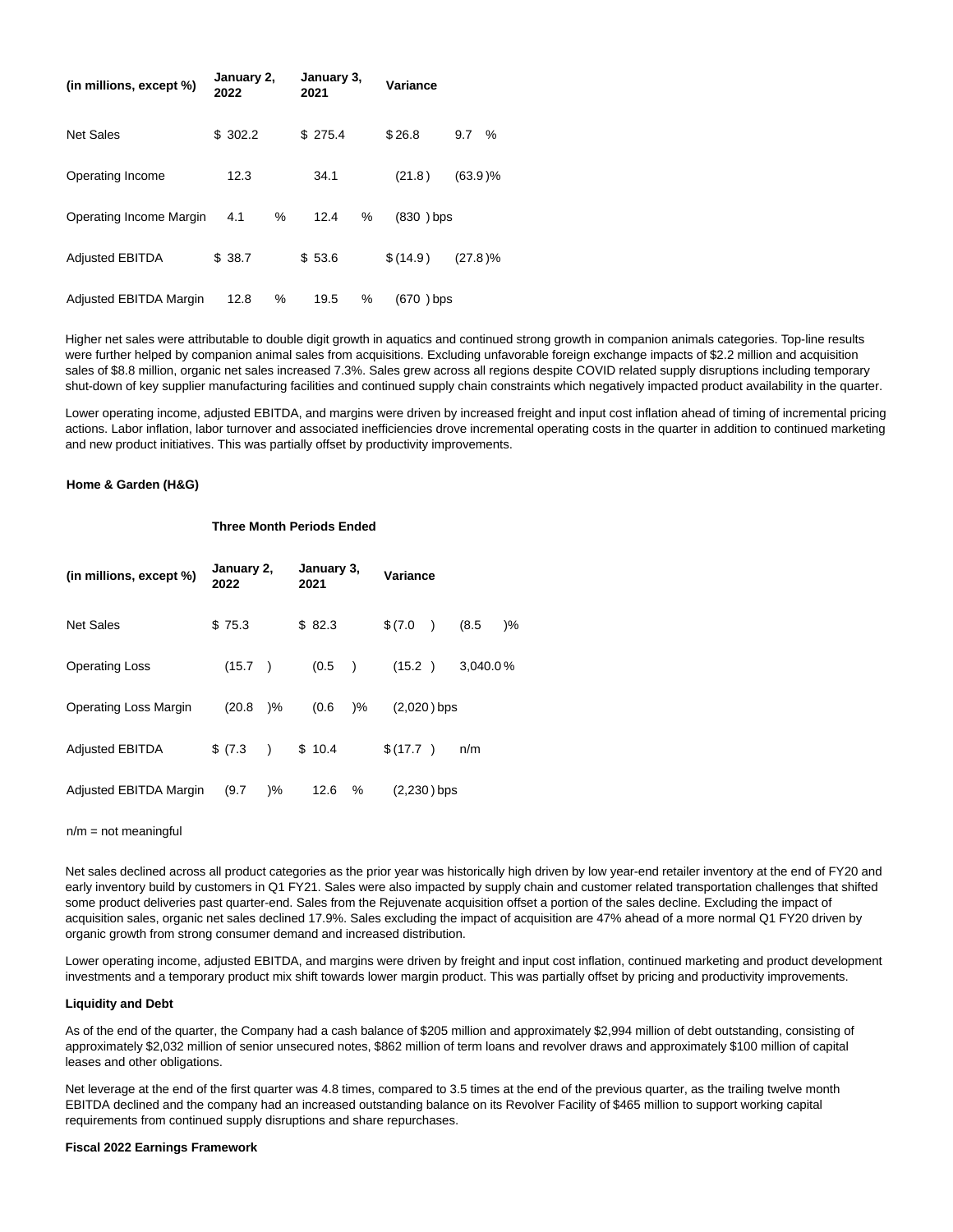| (in millions, except %) | January 2, 2022 | January 3, 2021 | Variance | |
|---|---|---|---|---|
| Net Sales | $ 302.2 | $ 275.4 | $ 26.8 | 9.7 % |
| Operating Income | 12.3 | 34.1 | (21.8) | (63.9)% |
| Operating Income Margin | 4.1 % | 12.4 % | (830) bps | |
| Adjusted EBITDA | $ 38.7 | $ 53.6 | $ (14.9) | (27.8)% |
| Adjusted EBITDA Margin | 12.8 % | 19.5 % | (670) bps | |

Higher net sales were attributable to double digit growth in aquatics and continued strong growth in companion animals categories. Top-line results were further helped by companion animal sales from acquisitions. Excluding unfavorable foreign exchange impacts of $2.2 million and acquisition sales of $8.8 million, organic net sales increased 7.3%. Sales grew across all regions despite COVID related supply disruptions including temporary shut-down of key supplier manufacturing facilities and continued supply chain constraints which negatively impacted product availability in the quarter.

Lower operating income, adjusted EBITDA, and margins were driven by increased freight and input cost inflation ahead of timing of incremental pricing actions. Labor inflation, labor turnover and associated inefficiencies drove incremental operating costs in the quarter in addition to continued marketing and new product initiatives. This was partially offset by productivity improvements.

**Home & Garden (H&G)**

| | Three Month Periods Ended | | | |
|---|---|---|---|---|
| (in millions, except %) | January 2, 2022 | January 3, 2021 | Variance | |
| Net Sales | $ 75.3 | $ 82.3 | $ (7.0) | (8.5)% |
| Operating Loss | (15.7) | (0.5) | (15.2) | 3,040.0 % |
| Operating Loss Margin | (20.8)% | (0.6)% | (2,020) bps | |
| Adjusted EBITDA | $ (7.3) | $ 10.4 | $ (17.7) | n/m |
| Adjusted EBITDA Margin | (9.7)% | 12.6 % | (2,230) bps | |

n/m = not meaningful

Net sales declined across all product categories as the prior year was historically high driven by low year-end retailer inventory at the end of FY20 and early inventory build by customers in Q1 FY21. Sales were also impacted by supply chain and customer related transportation challenges that shifted some product deliveries past quarter-end. Sales from the Rejuvenate acquisition offset a portion of the sales decline. Excluding the impact of acquisition sales, organic net sales declined 17.9%. Sales excluding the impact of acquisition are 47% ahead of a more normal Q1 FY20 driven by organic growth from strong consumer demand and increased distribution.

Lower operating income, adjusted EBITDA, and margins were driven by freight and input cost inflation, continued marketing and product development investments and a temporary product mix shift towards lower margin product. This was partially offset by pricing and productivity improvements.

**Liquidity and Debt**

As of the end of the quarter, the Company had a cash balance of $205 million and approximately $2,994 million of debt outstanding, consisting of approximately $2,032 million of senior unsecured notes, $862 million of term loans and revolver draws and approximately $100 million of capital leases and other obligations.

Net leverage at the end of the first quarter was 4.8 times, compared to 3.5 times at the end of the previous quarter, as the trailing twelve month EBITDA declined and the company had an increased outstanding balance on its Revolver Facility of $465 million to support working capital requirements from continued supply disruptions and share repurchases.

**Fiscal 2022 Earnings Framework**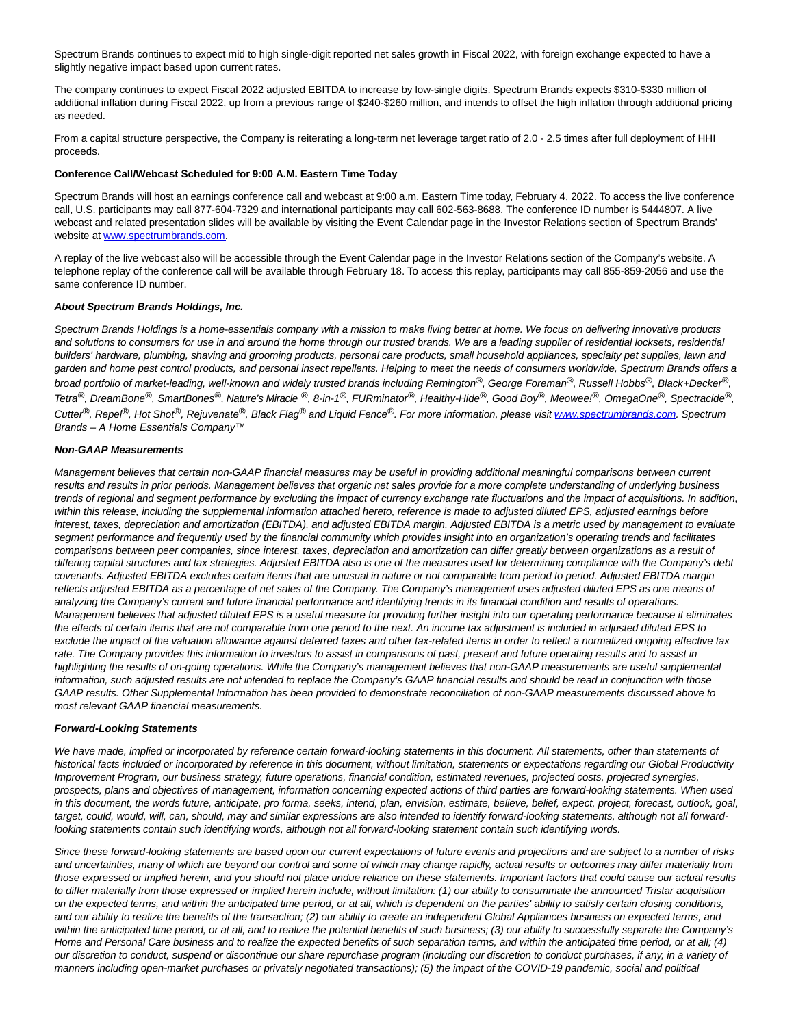Spectrum Brands continues to expect mid to high single-digit reported net sales growth in Fiscal 2022, with foreign exchange expected to have a slightly negative impact based upon current rates.

The company continues to expect Fiscal 2022 adjusted EBITDA to increase by low-single digits. Spectrum Brands expects $310-$330 million of additional inflation during Fiscal 2022, up from a previous range of $240-$260 million, and intends to offset the high inflation through additional pricing as needed.

From a capital structure perspective, the Company is reiterating a long-term net leverage target ratio of 2.0 - 2.5 times after full deployment of HHI proceeds.

**Conference Call/Webcast Scheduled for 9:00 A.M. Eastern Time Today**

Spectrum Brands will host an earnings conference call and webcast at 9:00 a.m. Eastern Time today, February 4, 2022. To access the live conference call, U.S. participants may call 877-604-7329 and international participants may call 602-563-8688. The conference ID number is 5444807. A live webcast and related presentation slides will be available by visiting the Event Calendar page in the Investor Relations section of Spectrum Brands' website at [www.spectrumbrands.com](http://www.spectrumbrands.com).

A replay of the live webcast also will be accessible through the Event Calendar page in the Investor Relations section of the Company's website. A telephone replay of the conference call will be available through February 18. To access this replay, participants may call 855-859-2056 and use the same conference ID number.

***About Spectrum Brands Holdings, Inc.***

*Spectrum Brands Holdings is a home-essentials company with a mission to make living better at home. We focus on delivering innovative products and solutions to consumers for use in and around the home through our trusted brands. We are a leading supplier of residential locksets, residential builders' hardware, plumbing, shaving and grooming products, personal care products, small household appliances, specialty pet supplies, lawn and garden and home pest control products, and personal insect repellents. Helping to meet the needs of consumers worldwide, Spectrum Brands offers a broad portfolio of market-leading, well-known and widely trusted brands including Remington®, George Foreman®, Russell Hobbs®, Black+Decker®, Tetra®, DreamBone®, SmartBones®, Nature's Miracle ®, 8-in-1®, FURminator®, Healthy-Hide®, Good Boy®, Meowee!®, OmegaOne®, Spectracide®, Cutter®, Repel®, Hot Shot®, Rejuvenate®, Black Flag® and Liquid Fence®. For more information, please visit [www.spectrumbrands.com](http://www.spectrumbrands.com). Spectrum Brands – A Home Essentials Company™*

***Non-GAAP Measurements***

*Management believes that certain non-GAAP financial measures may be useful in providing additional meaningful comparisons between current results and results in prior periods. Management believes that organic net sales provide for a more complete understanding of underlying business trends of regional and segment performance by excluding the impact of currency exchange rate fluctuations and the impact of acquisitions. In addition, within this release, including the supplemental information attached hereto, reference is made to adjusted diluted EPS, adjusted earnings before interest, taxes, depreciation and amortization (EBITDA), and adjusted EBITDA margin. Adjusted EBITDA is a metric used by management to evaluate segment performance and frequently used by the financial community which provides insight into an organization's operating trends and facilitates comparisons between peer companies, since interest, taxes, depreciation and amortization can differ greatly between organizations as a result of differing capital structures and tax strategies. Adjusted EBITDA also is one of the measures used for determining compliance with the Company's debt covenants. Adjusted EBITDA excludes certain items that are unusual in nature or not comparable from period to period. Adjusted EBITDA margin reflects adjusted EBITDA as a percentage of net sales of the Company. The Company's management uses adjusted diluted EPS as one means of analyzing the Company's current and future financial performance and identifying trends in its financial condition and results of operations. Management believes that adjusted diluted EPS is a useful measure for providing further insight into our operating performance because it eliminates the effects of certain items that are not comparable from one period to the next. An income tax adjustment is included in adjusted diluted EPS to exclude the impact of the valuation allowance against deferred taxes and other tax-related items in order to reflect a normalized ongoing effective tax rate. The Company provides this information to investors to assist in comparisons of past, present and future operating results and to assist in highlighting the results of on-going operations. While the Company's management believes that non-GAAP measurements are useful supplemental information, such adjusted results are not intended to replace the Company's GAAP financial results and should be read in conjunction with those GAAP results. Other Supplemental Information has been provided to demonstrate reconciliation of non-GAAP measurements discussed above to most relevant GAAP financial measurements.*

***Forward-Looking Statements***

*We have made, implied or incorporated by reference certain forward-looking statements in this document. All statements, other than statements of historical facts included or incorporated by reference in this document, without limitation, statements or expectations regarding our Global Productivity Improvement Program, our business strategy, future operations, financial condition, estimated revenues, projected costs, projected synergies, prospects, plans and objectives of management, information concerning expected actions of third parties are forward-looking statements. When used in this document, the words future, anticipate, pro forma, seeks, intend, plan, envision, estimate, believe, belief, expect, project, forecast, outlook, goal, target, could, would, will, can, should, may and similar expressions are also intended to identify forward-looking statements, although not all forward-looking statements contain such identifying words, although not all forward-looking statement contain such identifying words.*

*Since these forward-looking statements are based upon our current expectations of future events and projections and are subject to a number of risks and uncertainties, many of which are beyond our control and some of which may change rapidly, actual results or outcomes may differ materially from those expressed or implied herein, and you should not place undue reliance on these statements. Important factors that could cause our actual results to differ materially from those expressed or implied herein include, without limitation: (1) our ability to consummate the announced Tristar acquisition on the expected terms, and within the anticipated time period, or at all, which is dependent on the parties' ability to satisfy certain closing conditions, and our ability to realize the benefits of the transaction; (2) our ability to create an independent Global Appliances business on expected terms, and within the anticipated time period, or at all, and to realize the potential benefits of such business; (3) our ability to successfully separate the Company's Home and Personal Care business and to realize the expected benefits of such separation terms, and within the anticipated time period, or at all; (4) our discretion to conduct, suspend or discontinue our share repurchase program (including our discretion to conduct purchases, if any, in a variety of manners including open-market purchases or privately negotiated transactions); (5) the impact of the COVID-19 pandemic, social and political*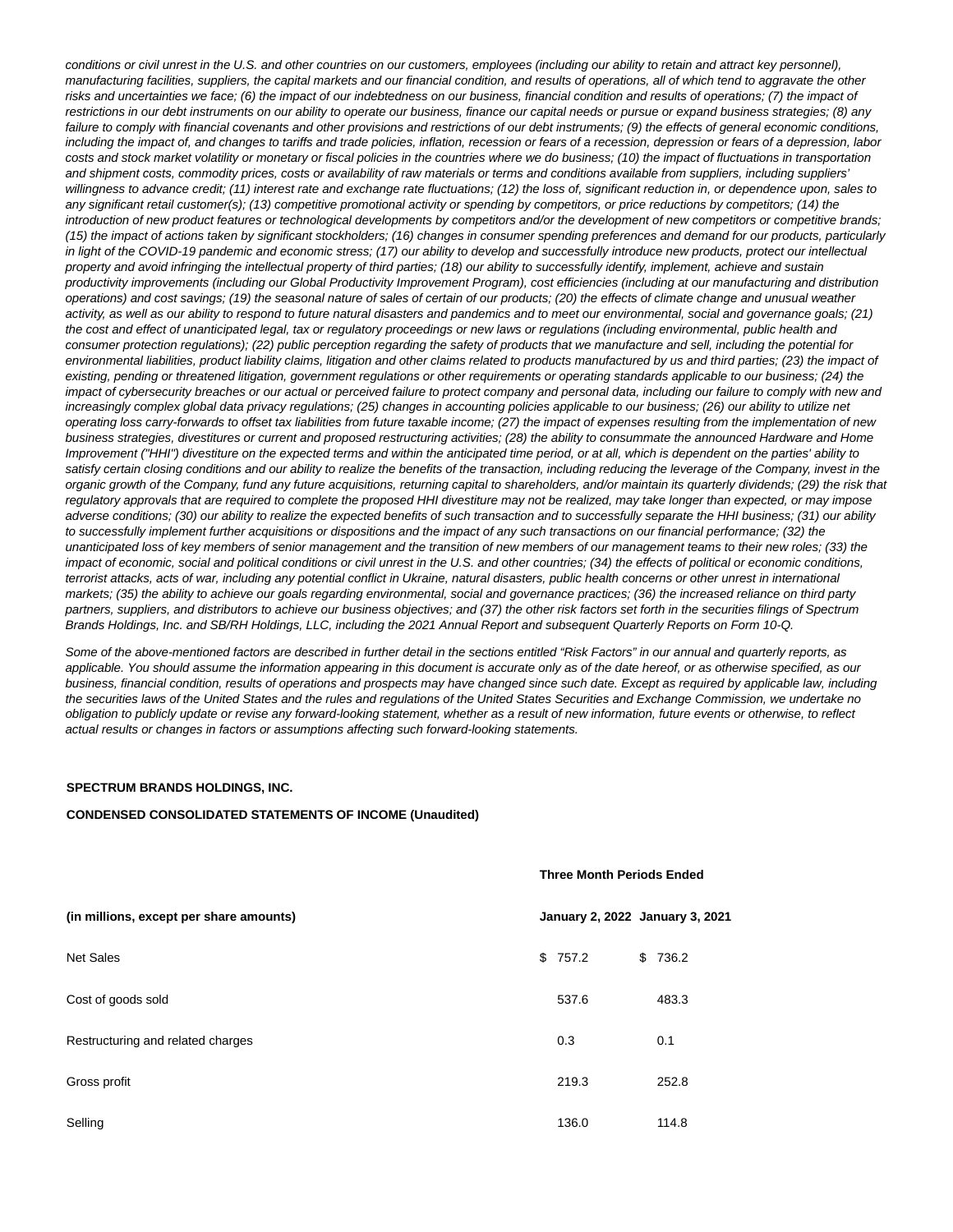*conditions or civil unrest in the U.S. and other countries on our customers, employees (including our ability to retain and attract key personnel), manufacturing facilities, suppliers, the capital markets and our financial condition, and results of operations, all of which tend to aggravate the other risks and uncertainties we face; (6) the impact of our indebtedness on our business, financial condition and results of operations; (7) the impact of restrictions in our debt instruments on our ability to operate our business, finance our capital needs or pursue or expand business strategies; (8) any failure to comply with financial covenants and other provisions and restrictions of our debt instruments; (9) the effects of general economic conditions, including the impact of, and changes to tariffs and trade policies, inflation, recession or fears of a recession, depression or fears of a depression, labor costs and stock market volatility or monetary or fiscal policies in the countries where we do business; (10) the impact of fluctuations in transportation and shipment costs, commodity prices, costs or availability of raw materials or terms and conditions available from suppliers, including suppliers' willingness to advance credit; (11) interest rate and exchange rate fluctuations; (12) the loss of, significant reduction in, or dependence upon, sales to any significant retail customer(s); (13) competitive promotional activity or spending by competitors, or price reductions by competitors; (14) the introduction of new product features or technological developments by competitors and/or the development of new competitors or competitive brands; (15) the impact of actions taken by significant stockholders; (16) changes in consumer spending preferences and demand for our products, particularly in light of the COVID-19 pandemic and economic stress; (17) our ability to develop and successfully introduce new products, protect our intellectual property and avoid infringing the intellectual property of third parties; (18) our ability to successfully identify, implement, achieve and sustain productivity improvements (including our Global Productivity Improvement Program), cost efficiencies (including at our manufacturing and distribution operations) and cost savings; (19) the seasonal nature of sales of certain of our products; (20) the effects of climate change and unusual weather activity, as well as our ability to respond to future natural disasters and pandemics and to meet our environmental, social and governance goals; (21) the cost and effect of unanticipated legal, tax or regulatory proceedings or new laws or regulations (including environmental, public health and consumer protection regulations); (22) public perception regarding the safety of products that we manufacture and sell, including the potential for environmental liabilities, product liability claims, litigation and other claims related to products manufactured by us and third parties; (23) the impact of existing, pending or threatened litigation, government regulations or other requirements or operating standards applicable to our business; (24) the impact of cybersecurity breaches or our actual or perceived failure to protect company and personal data, including our failure to comply with new and increasingly complex global data privacy regulations; (25) changes in accounting policies applicable to our business; (26) our ability to utilize net operating loss carry-forwards to offset tax liabilities from future taxable income; (27) the impact of expenses resulting from the implementation of new business strategies, divestitures or current and proposed restructuring activities; (28) the ability to consummate the announced Hardware and Home Improvement ("HHI") divestiture on the expected terms and within the anticipated time period, or at all, which is dependent on the parties' ability to satisfy certain closing conditions and our ability to realize the benefits of the transaction, including reducing the leverage of the Company, invest in the organic growth of the Company, fund any future acquisitions, returning capital to shareholders, and/or maintain its quarterly dividends; (29) the risk that regulatory approvals that are required to complete the proposed HHI divestiture may not be realized, may take longer than expected, or may impose adverse conditions; (30) our ability to realize the expected benefits of such transaction and to successfully separate the HHI business; (31) our ability to successfully implement further acquisitions or dispositions and the impact of any such transactions on our financial performance; (32) the unanticipated loss of key members of senior management and the transition of new members of our management teams to their new roles; (33) the impact of economic, social and political conditions or civil unrest in the U.S. and other countries; (34) the effects of political or economic conditions, terrorist attacks, acts of war, including any potential conflict in Ukraine, natural disasters, public health concerns or other unrest in international markets; (35) the ability to achieve our goals regarding environmental, social and governance practices; (36) the increased reliance on third party partners, suppliers, and distributors to achieve our business objectives; and (37) the other risk factors set forth in the securities filings of Spectrum Brands Holdings, Inc. and SB/RH Holdings, LLC, including the 2021 Annual Report and subsequent Quarterly Reports on Form 10-Q.*

*Some of the above-mentioned factors are described in further detail in the sections entitled "Risk Factors" in our annual and quarterly reports, as applicable. You should assume the information appearing in this document is accurate only as of the date hereof, or as otherwise specified, as our business, financial condition, results of operations and prospects may have changed since such date. Except as required by applicable law, including the securities laws of the United States and the rules and regulations of the United States Securities and Exchange Commission, we undertake no obligation to publicly update or revise any forward-looking statement, whether as a result of new information, future events or otherwise, to reflect actual results or changes in factors or assumptions affecting such forward-looking statements.*

**SPECTRUM BRANDS HOLDINGS, INC.**

**CONDENSED CONSOLIDATED STATEMENTS OF INCOME (Unaudited)**

| | **Three Month Periods Ended** | |
|---|---|---|
| **(in millions, except per share amounts)** | **January 2, 2022** | **January 3, 2021** |
| Net Sales | $ 757.2 | $ 736.2 |
| Cost of goods sold | 537.6 | 483.3 |
| Restructuring and related charges | 0.3 | 0.1 |
| Gross profit | 219.3 | 252.8 |
| Selling | 136.0 | 114.8 |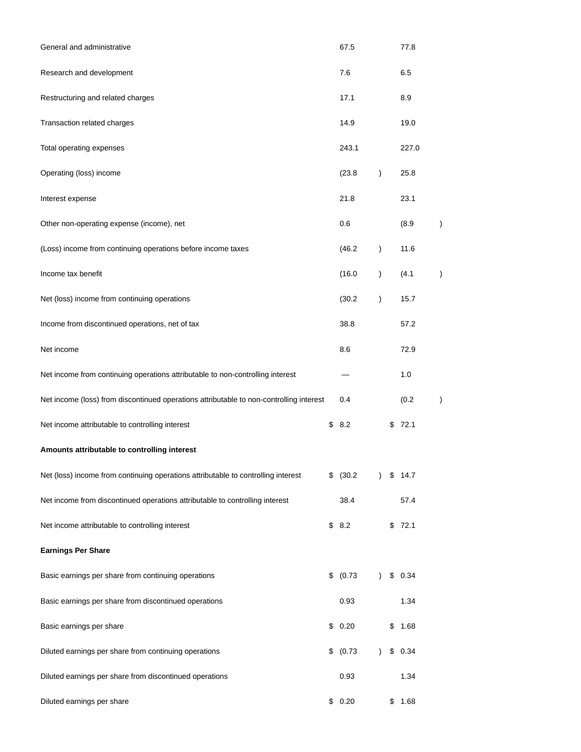| | | |
|---|---|---|
| General and administrative | 67.5 | 77.8 |
| Research and development | 7.6 | 6.5 |
| Restructuring and related charges | 17.1 | 8.9 |
| Transaction related charges | 14.9 | 19.0 |
| Total operating expenses | 243.1 | 227.0 |
| Operating (loss) income | (23.8) | 25.8 |
| Interest expense | 21.8 | 23.1 |
| Other non-operating expense (income), net | 0.6 | (8.9) |
| (Loss) income from continuing operations before income taxes | (46.2) | 11.6 |
| Income tax benefit | (16.0) | (4.1) |
| Net (loss) income from continuing operations | (30.2) | 15.7 |
| Income from discontinued operations, net of tax | 38.8 | 57.2 |
| Net income | 8.6 | 72.9 |
| Net income from continuing operations attributable to non-controlling interest | — | 1.0 |
| Net income (loss) from discontinued operations attributable to non-controlling interest | 0.4 | (0.2) |
| Net income attributable to controlling interest | $ 8.2 | $ 72.1 |
| **Amounts attributable to controlling interest** | | |
| Net (loss) income from continuing operations attributable to controlling interest | $ (30.2) | $ 14.7 |
| Net income from discontinued operations attributable to controlling interest | 38.4 | 57.4 |
| Net income attributable to controlling interest | $ 8.2 | $ 72.1 |
| **Earnings Per Share** | | |
| Basic earnings per share from continuing operations | $ (0.73) | $ 0.34 |
| Basic earnings per share from discontinued operations | 0.93 | 1.34 |
| Basic earnings per share | $ 0.20 | $ 1.68 |
| Diluted earnings per share from continuing operations | $ (0.73) | $ 0.34 |
| Diluted earnings per share from discontinued operations | 0.93 | 1.34 |
| Diluted earnings per share | $ 0.20 | $ 1.68 |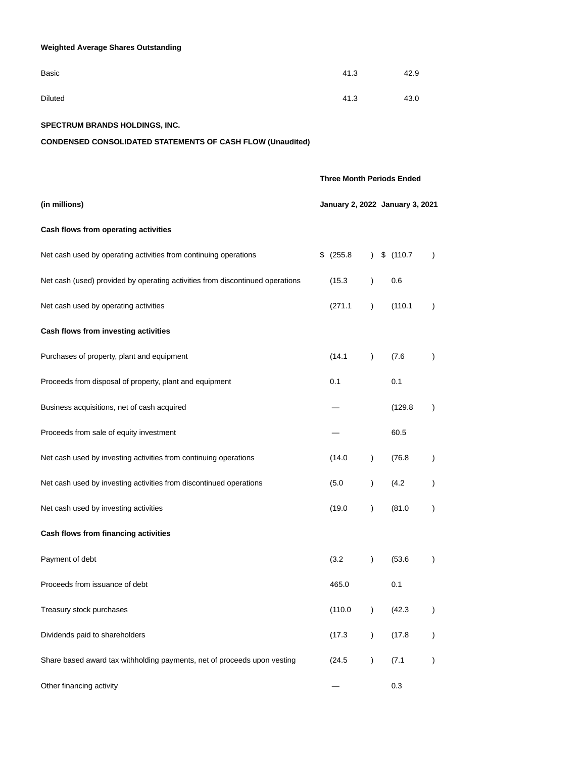**Weighted Average Shares Outstanding**

| | | |
|---|---|---|
| Basic | 41.3 | 42.9 |
| Diluted | 41.3 | 43.0 |

**SPECTRUM BRANDS HOLDINGS, INC.**

**CONDENSED CONSOLIDATED STATEMENTS OF CASH FLOW (Unaudited)**

| | Three Month Periods Ended | |
|---|---|---|
| **(in millions)** | **January 2, 2022** | **January 3, 2021** |
| **Cash flows from operating activities** | | |
| Net cash used by operating activities from continuing operations | $ (255.8) | $ (110.7) |
| Net cash (used) provided by operating activities from discontinued operations | (15.3) | 0.6 |
| Net cash used by operating activities | (271.1) | (110.1) |
| **Cash flows from investing activities** | | |
| Purchases of property, plant and equipment | (14.1) | (7.6) |
| Proceeds from disposal of property, plant and equipment | 0.1 | 0.1 |
| Business acquisitions, net of cash acquired | — | (129.8) |
| Proceeds from sale of equity investment | — | 60.5 |
| Net cash used by investing activities from continuing operations | (14.0) | (76.8) |
| Net cash used by investing activities from discontinued operations | (5.0) | (4.2) |
| Net cash used by investing activities | (19.0) | (81.0) |
| **Cash flows from financing activities** | | |
| Payment of debt | (3.2) | (53.6) |
| Proceeds from issuance of debt | 465.0 | 0.1 |
| Treasury stock purchases | (110.0) | (42.3) |
| Dividends paid to shareholders | (17.3) | (17.8) |
| Share based award tax withholding payments, net of proceeds upon vesting | (24.5) | (7.1) |
| Other financing activity | — | 0.3 |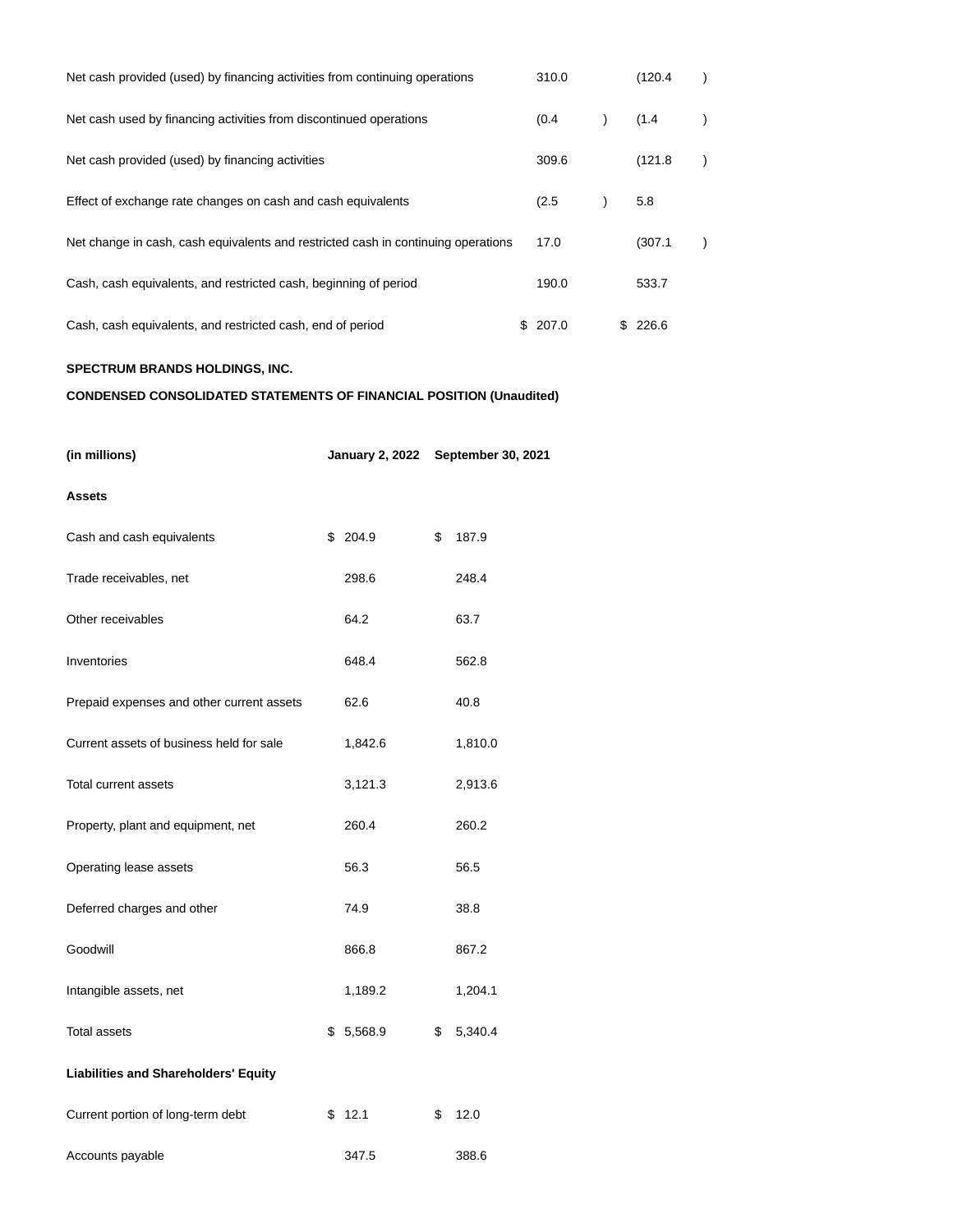| | | |
|---|---|---|
| Net cash provided (used) by financing activities from continuing operations | 310.0 | (120.4) |
| Net cash used by financing activities from discontinued operations | (0.4) | (1.4) |
| Net cash provided (used) by financing activities | 309.6 | (121.8) |
| Effect of exchange rate changes on cash and cash equivalents | (2.5) | 5.8 |
| Net change in cash, cash equivalents and restricted cash in continuing operations | 17.0 | (307.1) |
| Cash, cash equivalents, and restricted cash, beginning of period | 190.0 | 533.7 |
| Cash, cash equivalents, and restricted cash, end of period | $ 207.0 | $ 226.6 |

**SPECTRUM BRANDS HOLDINGS, INC.**

**CONDENSED CONSOLIDATED STATEMENTS OF FINANCIAL POSITION (Unaudited)**

| (in millions) | January 2, 2022 | September 30, 2021 |
|---|---|---|
| **Assets** | | |
| Cash and cash equivalents | $ 204.9 | $ 187.9 |
| Trade receivables, net | 298.6 | 248.4 |
| Other receivables | 64.2 | 63.7 |
| Inventories | 648.4 | 562.8 |
| Prepaid expenses and other current assets | 62.6 | 40.8 |
| Current assets of business held for sale | 1,842.6 | 1,810.0 |
| Total current assets | 3,121.3 | 2,913.6 |
| Property, plant and equipment, net | 260.4 | 260.2 |
| Operating lease assets | 56.3 | 56.5 |
| Deferred charges and other | 74.9 | 38.8 |
| Goodwill | 866.8 | 867.2 |
| Intangible assets, net | 1,189.2 | 1,204.1 |
| Total assets | $ 5,568.9 | $ 5,340.4 |
| **Liabilities and Shareholders' Equity** | | |
| Current portion of long-term debt | $ 12.1 | $ 12.0 |
| Accounts payable | 347.5 | 388.6 |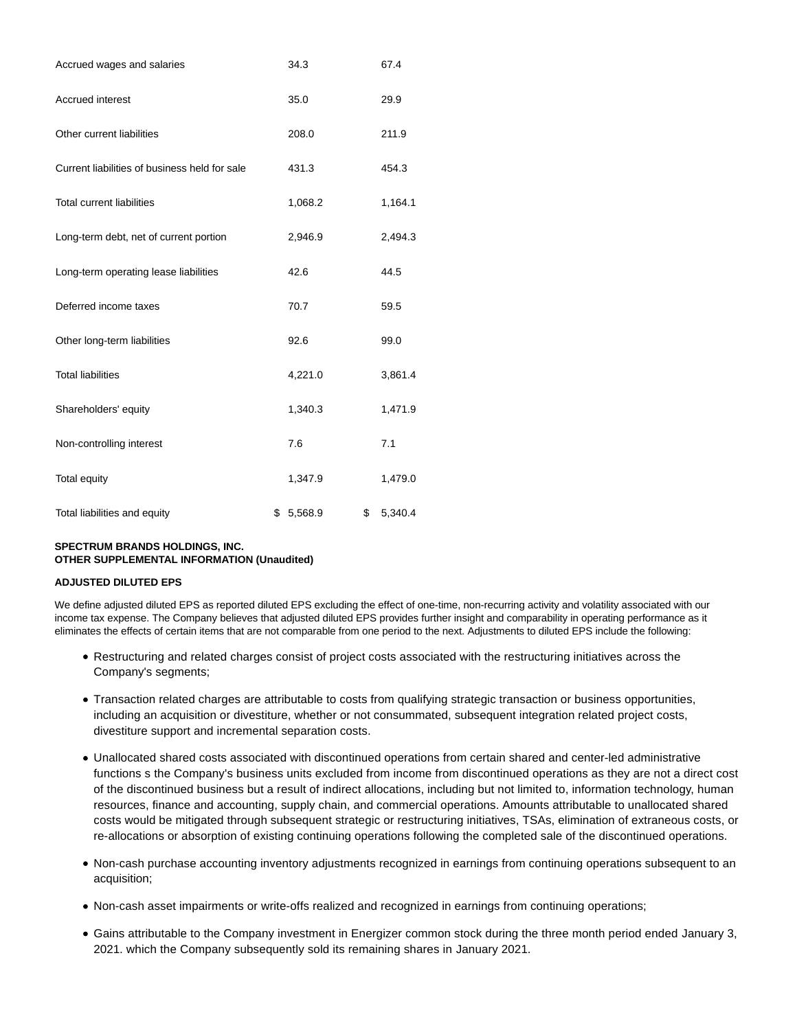| | | |
|---|---|---|
| Accrued wages and salaries | 34.3 | 67.4 |
| Accrued interest | 35.0 | 29.9 |
| Other current liabilities | 208.0 | 211.9 |
| Current liabilities of business held for sale | 431.3 | 454.3 |
| Total current liabilities | 1,068.2 | 1,164.1 |
| Long-term debt, net of current portion | 2,946.9 | 2,494.3 |
| Long-term operating lease liabilities | 42.6 | 44.5 |
| Deferred income taxes | 70.7 | 59.5 |
| Other long-term liabilities | 92.6 | 99.0 |
| Total liabilities | 4,221.0 | 3,861.4 |
| Shareholders' equity | 1,340.3 | 1,471.9 |
| Non-controlling interest | 7.6 | 7.1 |
| Total equity | 1,347.9 | 1,479.0 |
| Total liabilities and equity | $ 5,568.9 | $ 5,340.4 |

**SPECTRUM BRANDS HOLDINGS, INC.**
**OTHER SUPPLEMENTAL INFORMATION (Unaudited)**

**ADJUSTED DILUTED EPS**

We define adjusted diluted EPS as reported diluted EPS excluding the effect of one-time, non-recurring activity and volatility associated with our income tax expense. The Company believes that adjusted diluted EPS provides further insight and comparability in operating performance as it eliminates the effects of certain items that are not comparable from one period to the next. Adjustments to diluted EPS include the following:

- Restructuring and related charges consist of project costs associated with the restructuring initiatives across the Company's segments;
- Transaction related charges are attributable to costs from qualifying strategic transaction or business opportunities, including an acquisition or divestiture, whether or not consummated, subsequent integration related project costs, divestiture support and incremental separation costs.
- Unallocated shared costs associated with discontinued operations from certain shared and center-led administrative functions s the Company's business units excluded from income from discontinued operations as they are not a direct cost of the discontinued business but a result of indirect allocations, including but not limited to, information technology, human resources, finance and accounting, supply chain, and commercial operations. Amounts attributable to unallocated shared costs would be mitigated through subsequent strategic or restructuring initiatives, TSAs, elimination of extraneous costs, or re-allocations or absorption of existing continuing operations following the completed sale of the discontinued operations.
- Non-cash purchase accounting inventory adjustments recognized in earnings from continuing operations subsequent to an acquisition;
- Non-cash asset impairments or write-offs realized and recognized in earnings from continuing operations;
- Gains attributable to the Company investment in Energizer common stock during the three month period ended January 3, 2021. which the Company subsequently sold its remaining shares in January 2021.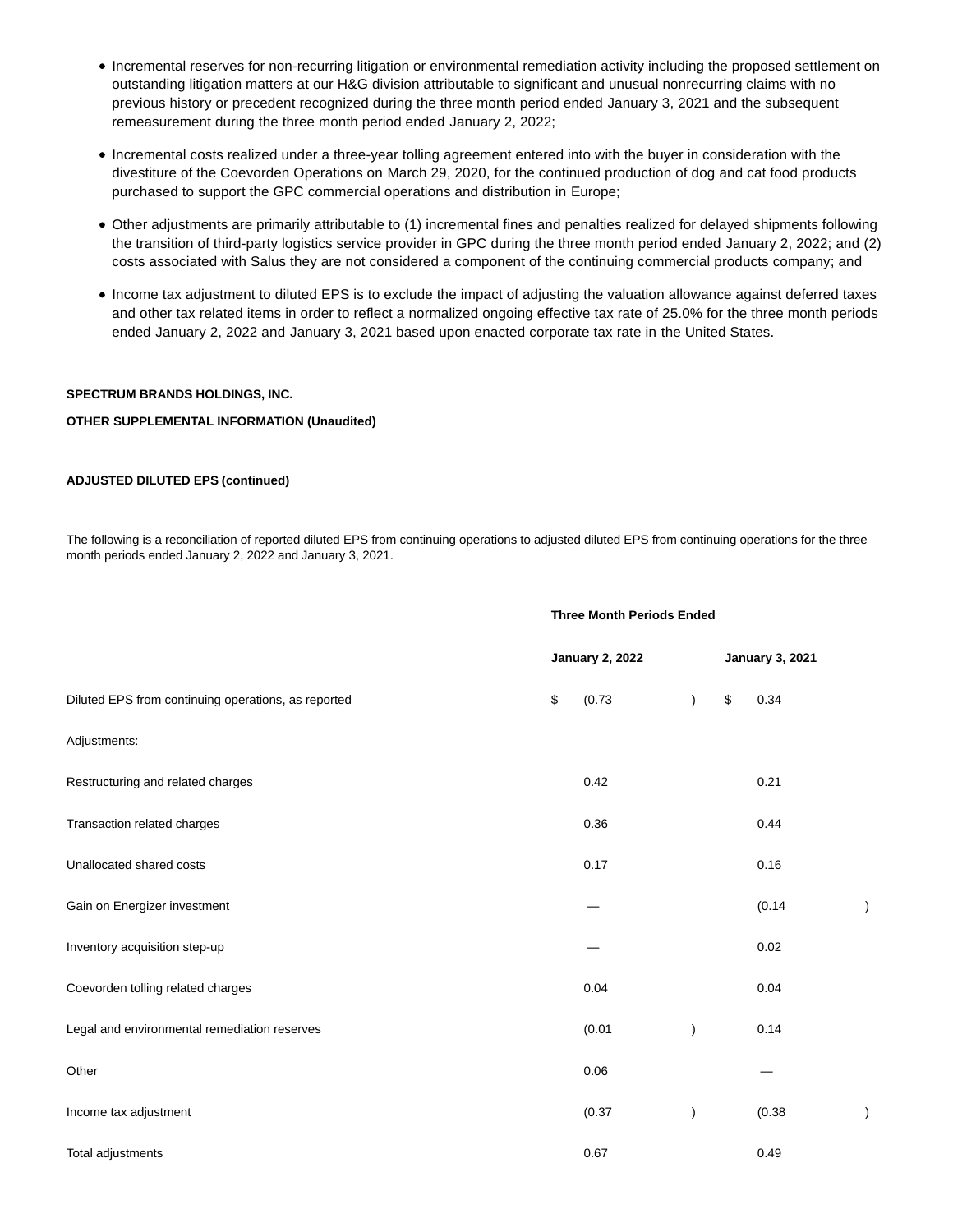- Incremental reserves for non-recurring litigation or environmental remediation activity including the proposed settlement on outstanding litigation matters at our H&G division attributable to significant and unusual nonrecurring claims with no previous history or precedent recognized during the three month period ended January 3, 2021 and the subsequent remeasurement during the three month period ended January 2, 2022;
- Incremental costs realized under a three-year tolling agreement entered into with the buyer in consideration with the divestiture of the Coevorden Operations on March 29, 2020, for the continued production of dog and cat food products purchased to support the GPC commercial operations and distribution in Europe;
- Other adjustments are primarily attributable to (1) incremental fines and penalties realized for delayed shipments following the transition of third-party logistics service provider in GPC during the three month period ended January 2, 2022; and (2) costs associated with Salus they are not considered a component of the continuing commercial products company; and
- Income tax adjustment to diluted EPS is to exclude the impact of adjusting the valuation allowance against deferred taxes and other tax related items in order to reflect a normalized ongoing effective tax rate of 25.0% for the three month periods ended January 2, 2022 and January 3, 2021 based upon enacted corporate tax rate in the United States.

**SPECTRUM BRANDS HOLDINGS, INC.**

**OTHER SUPPLEMENTAL INFORMATION (Unaudited)**

**ADJUSTED DILUTED EPS (continued)**

The following is a reconciliation of reported diluted EPS from continuing operations to adjusted diluted EPS from continuing operations for the three month periods ended January 2, 2022 and January 3, 2021.

| | Three Month Periods Ended | |
|---|---|---|
| | **January 2, 2022** | **January 3, 2021** |
| Diluted EPS from continuing operations, as reported | $ (0.73) | $ 0.34 |
| Adjustments: | | |
| Restructuring and related charges | 0.42 | 0.21 |
| Transaction related charges | 0.36 | 0.44 |
| Unallocated shared costs | 0.17 | 0.16 |
| Gain on Energizer investment | — | (0.14) |
| Inventory acquisition step-up | — | 0.02 |
| Coevorden tolling related charges | 0.04 | 0.04 |
| Legal and environmental remediation reserves | (0.01) | 0.14 |
| Other | 0.06 | — |
| Income tax adjustment | (0.37) | (0.38) |
| Total adjustments | 0.67 | 0.49 |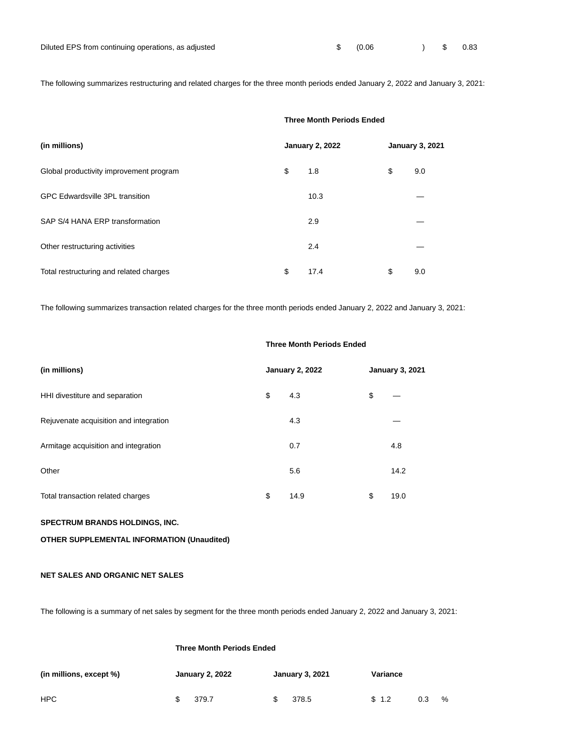| Diluted EPS from continuing operations, as adjusted | $ (0.06) | $ 0.83 |
|---|---|---|

The following summarizes restructuring and related charges for the three month periods ended January 2, 2022 and January 3, 2021:

| | Three Month Periods Ended | |
|---|---|---|
| (in millions) | January 2, 2022 | January 3, 2021 |
| Global productivity improvement program | $ 1.8 | $ 9.0 |
| GPC Edwardsville 3PL transition | 10.3 | — |
| SAP S/4 HANA ERP transformation | 2.9 | — |
| Other restructuring activities | 2.4 | — |
| Total restructuring and related charges | $ 17.4 | $ 9.0 |

The following summarizes transaction related charges for the three month periods ended January 2, 2022 and January 3, 2021:

| | Three Month Periods Ended | |
|---|---|---|
| (in millions) | January 2, 2022 | January 3, 2021 |
| HHI divestiture and separation | $ 4.3 | $ — |
| Rejuvenate acquisition and integration | 4.3 | — |
| Armitage acquisition and integration | 0.7 | 4.8 |
| Other | 5.6 | 14.2 |
| Total transaction related charges | $ 14.9 | $ 19.0 |

**SPECTRUM BRANDS HOLDINGS, INC.**

**OTHER SUPPLEMENTAL INFORMATION (Unaudited)**

**NET SALES AND ORGANIC NET SALES**

The following is a summary of net sales by segment for the three month periods ended January 2, 2022 and January 3, 2021:

| | Three Month Periods Ended | | | |
|---|---|---|---|---|
| (in millions, except %) | January 2, 2022 | January 3, 2021 | Variance | |
| HPC | $ 379.7 | $ 378.5 | $ 1.2 | 0.3 % |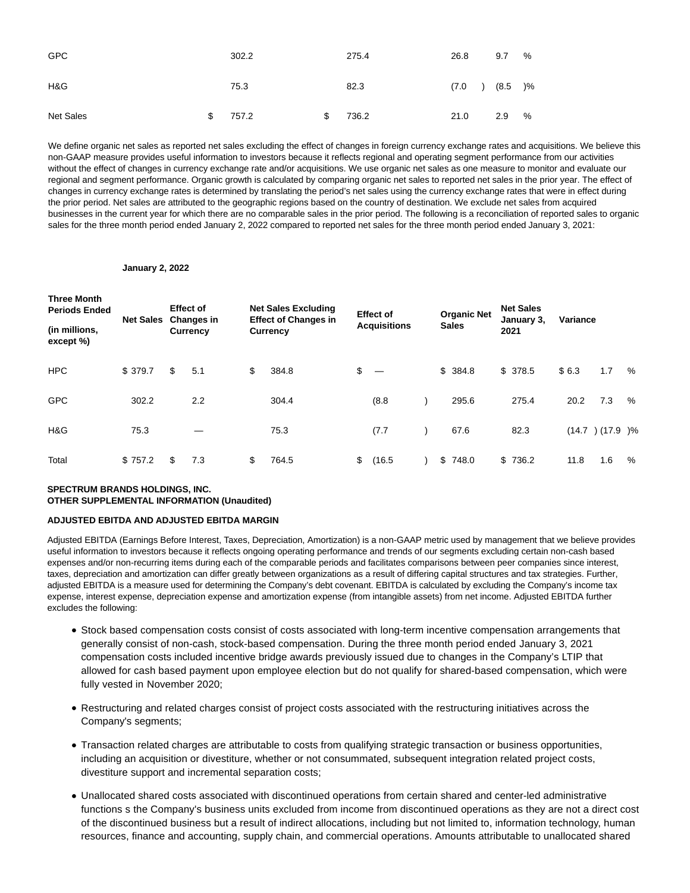| | | | | |
|---|---|---|---|---|
| GPC | 302.2 | 275.4 | 26.8 | 9.7 % |
| H&G | 75.3 | 82.3 | (7.0 ) | (8.5 )% |
| Net Sales | $ 757.2 | $ 736.2 | 21.0 | 2.9 % |

We define organic net sales as reported net sales excluding the effect of changes in foreign currency exchange rates and acquisitions. We believe this non-GAAP measure provides useful information to investors because it reflects regional and operating segment performance from our activities without the effect of changes in currency exchange rate and/or acquisitions. We use organic net sales as one measure to monitor and evaluate our regional and segment performance. Organic growth is calculated by comparing organic net sales to reported net sales in the prior year. The effect of changes in currency exchange rates is determined by translating the period's net sales using the currency exchange rates that were in effect during the prior period. Net sales are attributed to the geographic regions based on the country of destination. We exclude net sales from acquired businesses in the current year for which there are no comparable sales in the prior period. The following is a reconciliation of reported sales to organic sales for the three month period ended January 2, 2022 compared to reported net sales for the three month period ended January 3, 2021:

| | January 2, 2022 | | | | | | | |
|---|---|---|---|---|---|---|---|---|
| **Three Month Periods Ended (in millions, except %)** | **Net Sales** | **Effect of Changes in Currency** | **Net Sales Excluding Effect of Changes in Currency** | **Effect of Acquisitions** | **Organic Net Sales** | **Net Sales January 3, 2021** | **Variance** | |
| HPC | $ 379.7 | $ 5.1 | $ 384.8 | $ — | $ 384.8 | $ 378.5 | $ 6.3 | 1.7 % |
| GPC | 302.2 | 2.2 | 304.4 | (8.8 ) | 295.6 | 275.4 | 20.2 | 7.3 % |
| H&G | 75.3 | — | 75.3 | (7.7 ) | 67.6 | 82.3 | (14.7 ) | (17.9 )% |
| Total | $ 757.2 | $ 7.3 | $ 764.5 | $ (16.5 ) | $ 748.0 | $ 736.2 | 11.8 | 1.6 % |

**SPECTRUM BRANDS HOLDINGS, INC.**
**OTHER SUPPLEMENTAL INFORMATION (Unaudited)**

**ADJUSTED EBITDA AND ADJUSTED EBITDA MARGIN**

Adjusted EBITDA (Earnings Before Interest, Taxes, Depreciation, Amortization) is a non-GAAP metric used by management that we believe provides useful information to investors because it reflects ongoing operating performance and trends of our segments excluding certain non-cash based expenses and/or non-recurring items during each of the comparable periods and facilitates comparisons between peer companies since interest, taxes, depreciation and amortization can differ greatly between organizations as a result of differing capital structures and tax strategies. Further, adjusted EBITDA is a measure used for determining the Company's debt covenant. EBITDA is calculated by excluding the Company's income tax expense, interest expense, depreciation expense and amortization expense (from intangible assets) from net income. Adjusted EBITDA further excludes the following:

- Stock based compensation costs consist of costs associated with long-term incentive compensation arrangements that generally consist of non-cash, stock-based compensation. During the three month period ended January 3, 2021 compensation costs included incentive bridge awards previously issued due to changes in the Company's LTIP that allowed for cash based payment upon employee election but do not qualify for shared-based compensation, which were fully vested in November 2020;
- Restructuring and related charges consist of project costs associated with the restructuring initiatives across the Company's segments;
- Transaction related charges are attributable to costs from qualifying strategic transaction or business opportunities, including an acquisition or divestiture, whether or not consummated, subsequent integration related project costs, divestiture support and incremental separation costs;
- Unallocated shared costs associated with discontinued operations from certain shared and center-led administrative functions s the Company's business units excluded from income from discontinued operations as they are not a direct cost of the discontinued business but a result of indirect allocations, including but not limited to, information technology, human resources, finance and accounting, supply chain, and commercial operations. Amounts attributable to unallocated shared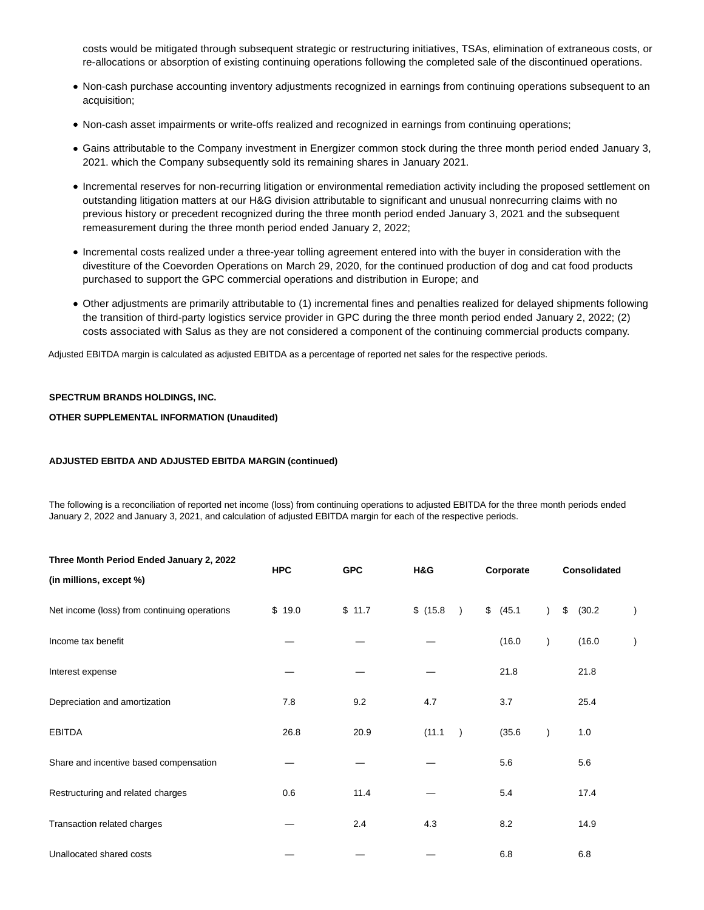costs would be mitigated through subsequent strategic or restructuring initiatives, TSAs, elimination of extraneous costs, or re-allocations or absorption of existing continuing operations following the completed sale of the discontinued operations.

- Non-cash purchase accounting inventory adjustments recognized in earnings from continuing operations subsequent to an acquisition;
- Non-cash asset impairments or write-offs realized and recognized in earnings from continuing operations;
- Gains attributable to the Company investment in Energizer common stock during the three month period ended January 3, 2021. which the Company subsequently sold its remaining shares in January 2021.
- Incremental reserves for non-recurring litigation or environmental remediation activity including the proposed settlement on outstanding litigation matters at our H&G division attributable to significant and unusual nonrecurring claims with no previous history or precedent recognized during the three month period ended January 3, 2021 and the subsequent remeasurement during the three month period ended January 2, 2022;
- Incremental costs realized under a three-year tolling agreement entered into with the buyer in consideration with the divestiture of the Coevorden Operations on March 29, 2020, for the continued production of dog and cat food products purchased to support the GPC commercial operations and distribution in Europe; and
- Other adjustments are primarily attributable to (1) incremental fines and penalties realized for delayed shipments following the transition of third-party logistics service provider in GPC during the three month period ended January 2, 2022; (2) costs associated with Salus as they are not considered a component of the continuing commercial products company.

Adjusted EBITDA margin is calculated as adjusted EBITDA as a percentage of reported net sales for the respective periods.

**SPECTRUM BRANDS HOLDINGS, INC.**

**OTHER SUPPLEMENTAL INFORMATION (Unaudited)**

**ADJUSTED EBITDA AND ADJUSTED EBITDA MARGIN (continued)**

The following is a reconciliation of reported net income (loss) from continuing operations to adjusted EBITDA for the three month periods ended January 2, 2022 and January 3, 2021, and calculation of adjusted EBITDA margin for each of the respective periods.

| Three Month Period Ended January 2, 2022 (in millions, except %) | HPC | GPC | H&G | Corporate | Consolidated |
|---|---|---|---|---|---|
| Net income (loss) from continuing operations | $ 19.0 | $ 11.7 | $ (15.8 ) | $ (45.1 ) | $ (30.2 ) |
| Income tax benefit | — | — | — | (16.0 ) | (16.0 ) |
| Interest expense | — | — | — | 21.8 | 21.8 |
| Depreciation and amortization | 7.8 | 9.2 | 4.7 | 3.7 | 25.4 |
| EBITDA | 26.8 | 20.9 | (11.1 ) | (35.6 ) | 1.0 |
| Share and incentive based compensation | — | — | — | 5.6 | 5.6 |
| Restructuring and related charges | 0.6 | 11.4 | — | 5.4 | 17.4 |
| Transaction related charges | — | 2.4 | 4.3 | 8.2 | 14.9 |
| Unallocated shared costs | — | — | — | 6.8 | 6.8 |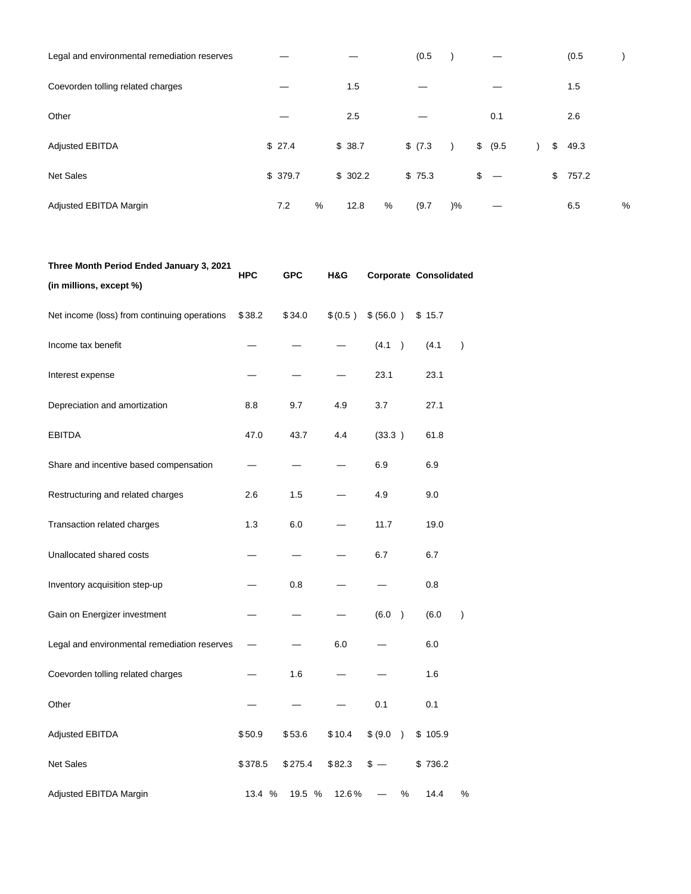| | | | | | |
|---|---|---|---|---|---|
| Legal and environmental remediation reserves | — | — | (0.5) | — | (0.5) |
| Coevorden tolling related charges | — | 1.5 | — | — | 1.5 |
| Other | — | 2.5 | — | 0.1 | 2.6 |
| Adjusted EBITDA | $ 27.4 | $ 38.7 | $ (7.3) | $ (9.5) | $ 49.3 |
| Net Sales | $ 379.7 | $ 302.2 | $ 75.3 | $ — | $ 757.2 |
| Adjusted EBITDA Margin | 7.2 % | 12.8 % | (9.7)% | — | 6.5 % |

| **Three Month Period Ended January 3, 2021 (in millions, except %)** | **HPC** | **GPC** | **H&G** | **Corporate** | **Consolidated** |
|---|---|---|---|---|---|
| Net income (loss) from continuing operations | $ 38.2 | $ 34.0 | $ (0.5) | $ (56.0) | $ 15.7 |
| Income tax benefit | — | — | — | (4.1) | (4.1) |
| Interest expense | — | — | — | 23.1 | 23.1 |
| Depreciation and amortization | 8.8 | 9.7 | 4.9 | 3.7 | 27.1 |
| EBITDA | 47.0 | 43.7 | 4.4 | (33.3) | 61.8 |
| Share and incentive based compensation | — | — | — | 6.9 | 6.9 |
| Restructuring and related charges | 2.6 | 1.5 | — | 4.9 | 9.0 |
| Transaction related charges | 1.3 | 6.0 | — | 11.7 | 19.0 |
| Unallocated shared costs | — | — | — | 6.7 | 6.7 |
| Inventory acquisition step-up | — | 0.8 | — | — | 0.8 |
| Gain on Energizer investment | — | — | — | (6.0) | (6.0) |
| Legal and environmental remediation reserves | — | — | 6.0 | — | 6.0 |
| Coevorden tolling related charges | — | 1.6 | — | — | 1.6 |
| Other | — | — | — | 0.1 | 0.1 |
| Adjusted EBITDA | $ 50.9 | $ 53.6 | $ 10.4 | $ (9.0) | $ 105.9 |
| Net Sales | $ 378.5 | $ 275.4 | $ 82.3 | $ — | $ 736.2 |
| Adjusted EBITDA Margin | 13.4 % | 19.5 % | 12.6 % | — % | 14.4 % |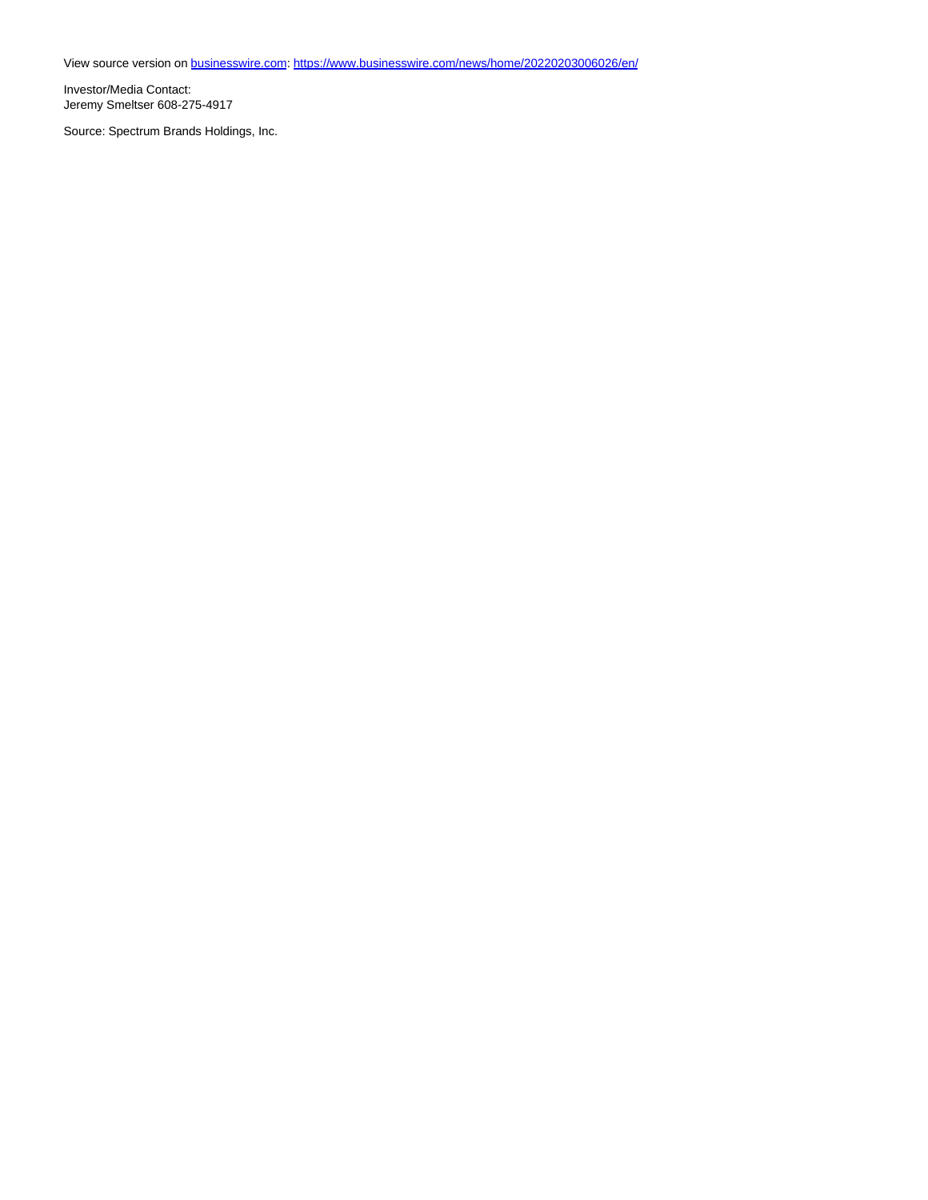View source version on [businesswire.com](https://www.businesswire.com/news/home/20220203006026/en/): [https://www.businesswire.com/news/home/20220203006026/en/](https://www.businesswire.com/news/home/20220203006026/en/)

Investor/Media Contact:
Jeremy Smeltser 608-275-4917

Source: Spectrum Brands Holdings, Inc.